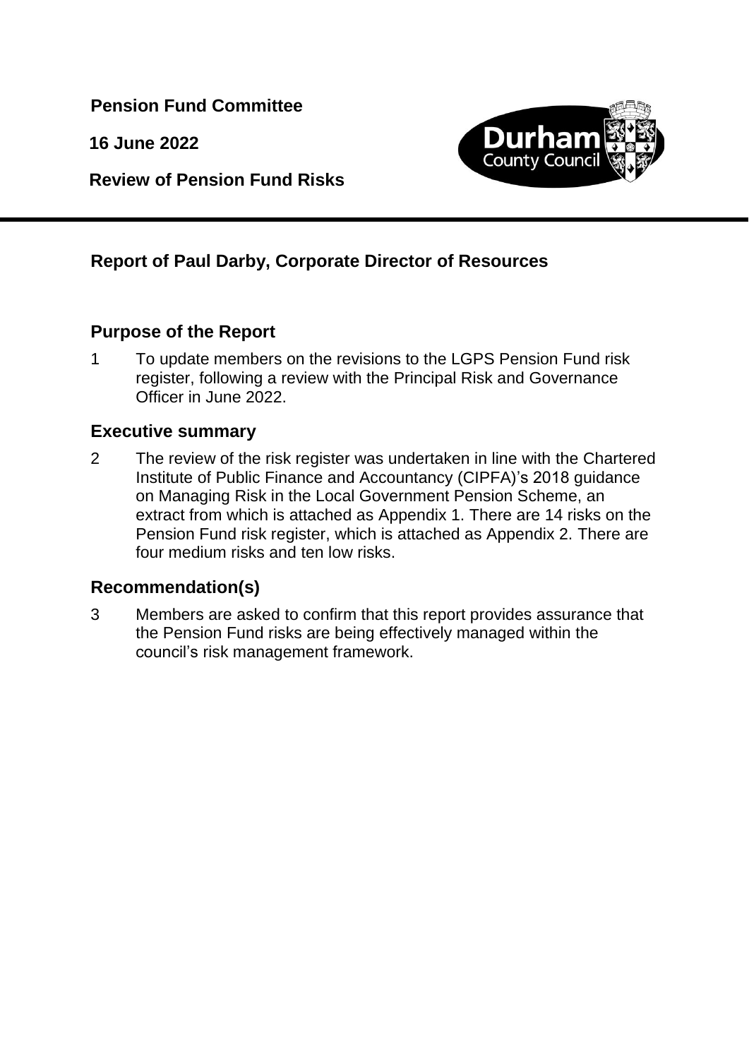**Pension Fund Committee**

**16 June 2022**

**Review of Pension Fund Risks**

## Report of Paul Darby, Corporate Director of Resources

## Purpose of the Report

1 To update members on the revisions to the LGPS Pension Fund risk register, following a review with the Principal Risk and Governance Officer in June 2022.

## Executive summary

2 The review of the risk register was undertaken in line with the Chartered Institute of Public Finance and Accountancy (CIPFA)'s 2018 guidance on Managing Risk in the Local Government Pension Scheme, an extract from which is attached as Appendix 1. There are 14 risks on the Pension Fund risk register, which is attached as Appendix 2. There are four medium risks and ten low risks.

## Recommendation(s)

3 Members are asked to confirm that this report provides assurance that the Pension Fund risks are being effectively managed within the council's risk management framework.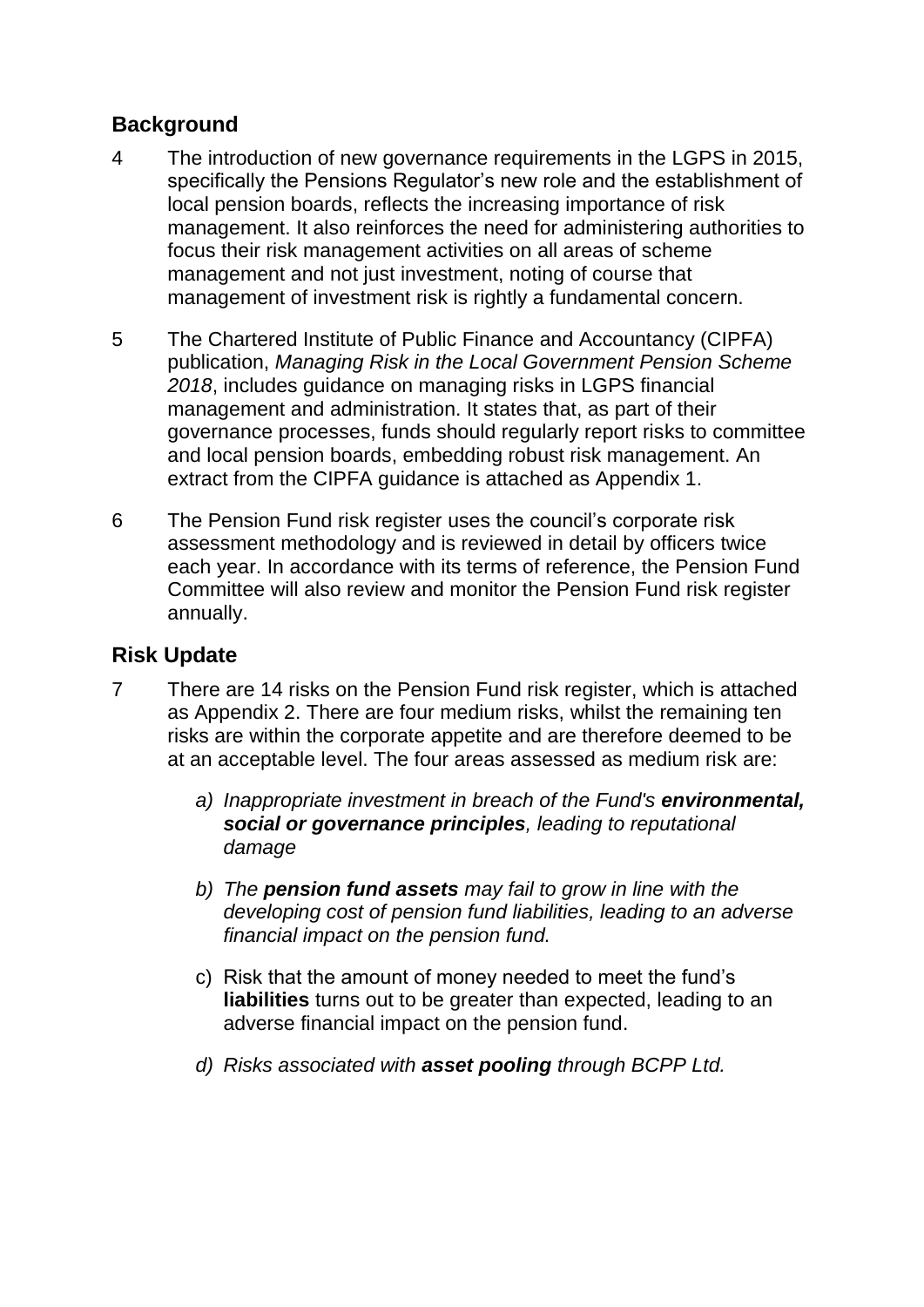## Background

4 The introduction of new governance requirements in the LGPS in 2015, specifically the Pensions Regulator's new role and the establishment of local pension boards, reflects the increasing importance of risk management. It also reinforces the need for administering authorities to focus their risk management activities on all areas of scheme management and not just investment, noting of course that management of investment risk is rightly a fundamental concern.

5 The Chartered Institute of Public Finance and Accountancy (CIPFA) publication, *Managing Risk in the Local Government Pension Scheme 2018*, includes guidance on managing risks in LGPS financial management and administration. It states that, as part of their governance processes, funds should regularly report risks to committee and local pension boards, embedding robust risk management. An extract from the CIPFA guidance is attached as Appendix 1.

6 The Pension Fund risk register uses the council's corporate risk assessment methodology and is reviewed in detail by officers twice each year. In accordance with its terms of reference, the Pension Fund Committee will also review and monitor the Pension Fund risk register annually.

## Risk Update

7 There are 14 risks on the Pension Fund risk register, which is attached as Appendix 2. There are four medium risks, whilst the remaining ten risks are within the corporate appetite and are therefore deemed to be at an acceptable level. The four areas assessed as medium risk are:

   a) *Inappropriate investment in breach of the Fund's **environmental, social or governance principles**, leading to reputational damage*

   b) *The **pension fund assets** may fail to grow in line with the developing cost of pension fund liabilities, leading to an adverse financial impact on the pension fund.*

   c) Risk that the amount of money needed to meet the fund's **liabilities** turns out to be greater than expected, leading to an adverse financial impact on the pension fund.

   d) *Risks associated with **asset pooling** through BCPP Ltd.*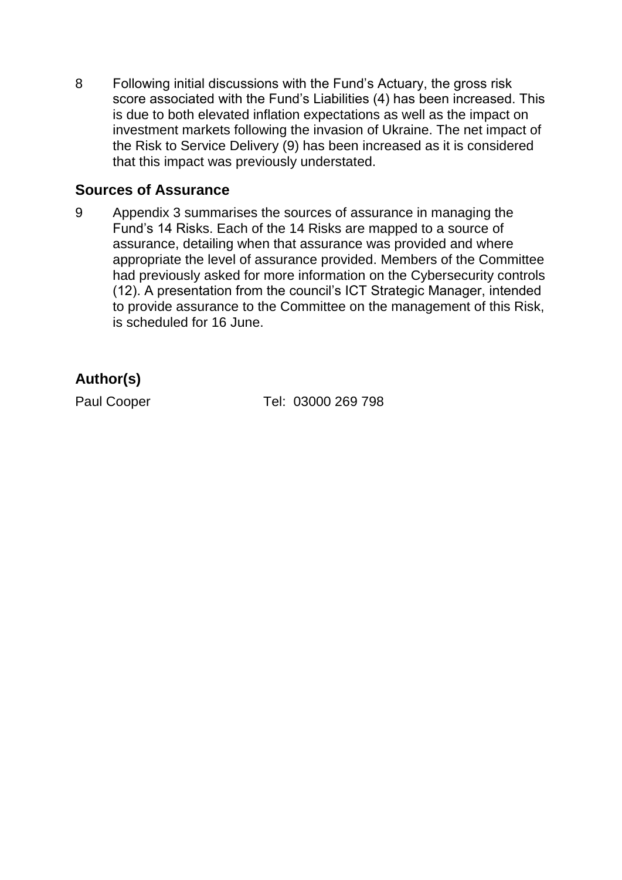8 Following initial discussions with the Fund's Actuary, the gross risk score associated with the Fund's Liabilities (4) has been increased. This is due to both elevated inflation expectations as well as the impact on investment markets following the invasion of Ukraine. The net impact of the Risk to Service Delivery (9) has been increased as it is considered that this impact was previously understated.

## Sources of Assurance

9 Appendix 3 summarises the sources of assurance in managing the Fund's 14 Risks. Each of the 14 Risks are mapped to a source of assurance, detailing when that assurance was provided and where appropriate the level of assurance provided. Members of the Committee had previously asked for more information on the Cybersecurity controls (12). A presentation from the council's ICT Strategic Manager, intended to provide assurance to the Committee on the management of this Risk, is scheduled for 16 June.

## Author(s)

Paul Cooper Tel: 03000 269 798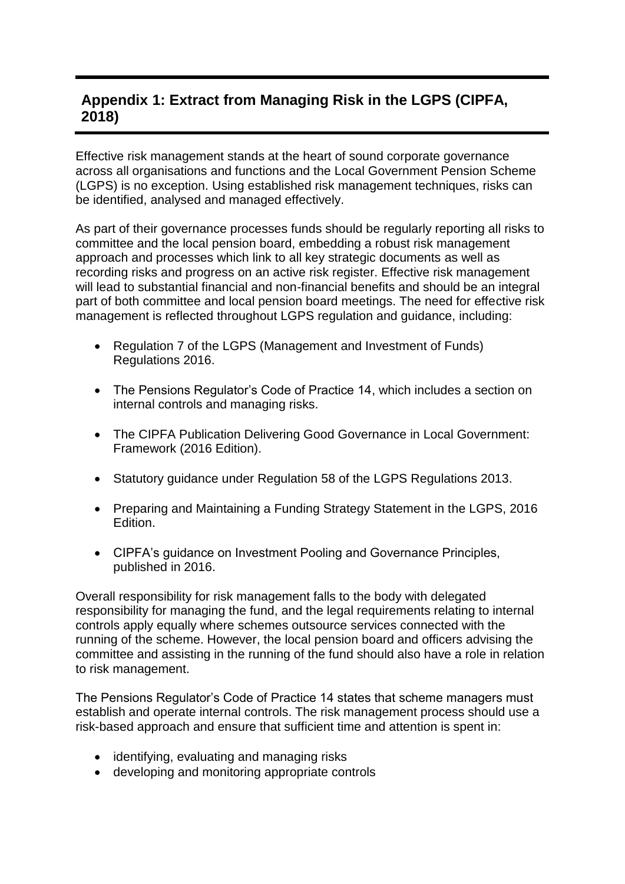## Appendix 1: Extract from Managing Risk in the LGPS (CIPFA, 2018)

Effective risk management stands at the heart of sound corporate governance across all organisations and functions and the Local Government Pension Scheme (LGPS) is no exception. Using established risk management techniques, risks can be identified, analysed and managed effectively.

As part of their governance processes funds should be regularly reporting all risks to committee and the local pension board, embedding a robust risk management approach and processes which link to all key strategic documents as well as recording risks and progress on an active risk register. Effective risk management will lead to substantial financial and non-financial benefits and should be an integral part of both committee and local pension board meetings. The need for effective risk management is reflected throughout LGPS regulation and guidance, including:

- Regulation 7 of the LGPS (Management and Investment of Funds) Regulations 2016.
- The Pensions Regulator's Code of Practice 14, which includes a section on internal controls and managing risks.
- The CIPFA Publication Delivering Good Governance in Local Government: Framework (2016 Edition).
- Statutory guidance under Regulation 58 of the LGPS Regulations 2013.
- Preparing and Maintaining a Funding Strategy Statement in the LGPS, 2016 Edition.
- CIPFA's guidance on Investment Pooling and Governance Principles, published in 2016.

Overall responsibility for risk management falls to the body with delegated responsibility for managing the fund, and the legal requirements relating to internal controls apply equally where schemes outsource services connected with the running of the scheme. However, the local pension board and officers advising the committee and assisting in the running of the fund should also have a role in relation to risk management.

The Pensions Regulator's Code of Practice 14 states that scheme managers must establish and operate internal controls. The risk management process should use a risk-based approach and ensure that sufficient time and attention is spent in:

- identifying, evaluating and managing risks
- developing and monitoring appropriate controls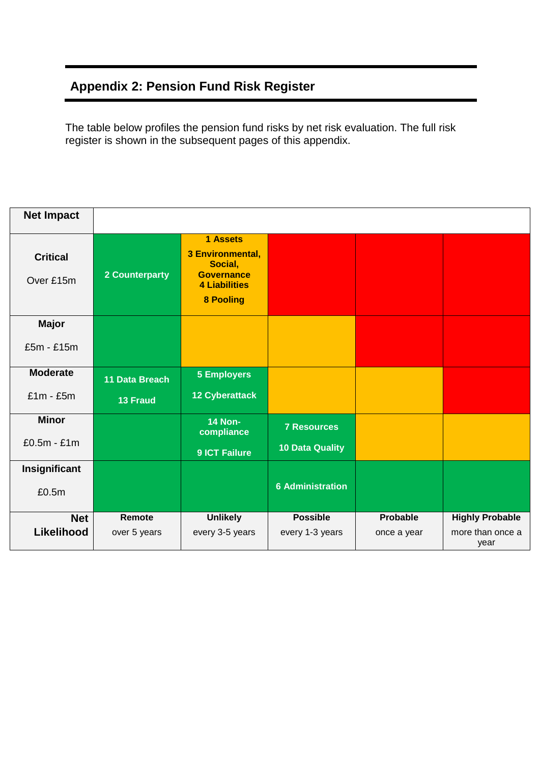## Appendix 2: Pension Fund Risk Register

The table below profiles the pension fund risks by net risk evaluation. The full risk register is shown in the subsequent pages of this appendix.

| **Net Impact** | | | | | |
|---|---|---|---|---|---|
| **Critical** Over £15m | **2 Counterparty** | **1 Assets** **3 Environmental, Social, Governance** **4 Liabilities** **8 Pooling** | | | |
| **Major** £5m - £15m | | | | | |
| **Moderate** £1m - £5m | **11 Data Breach** **13 Fraud** | **5 Employers** **12 Cyberattack** | | | |
| **Minor** £0.5m - £1m | | **14 Non-compliance** **9 ICT Failure** | **7 Resources** **10 Data Quality** | | |
| **Insignificant** £0.5m | | | **6 Administration** | | |
| **Net Likelihood** | **Remote** over 5 years | **Unlikely** every 3-5 years | **Possible** every 1-3 years | **Probable** once a year | **Highly Probable** more than once a year |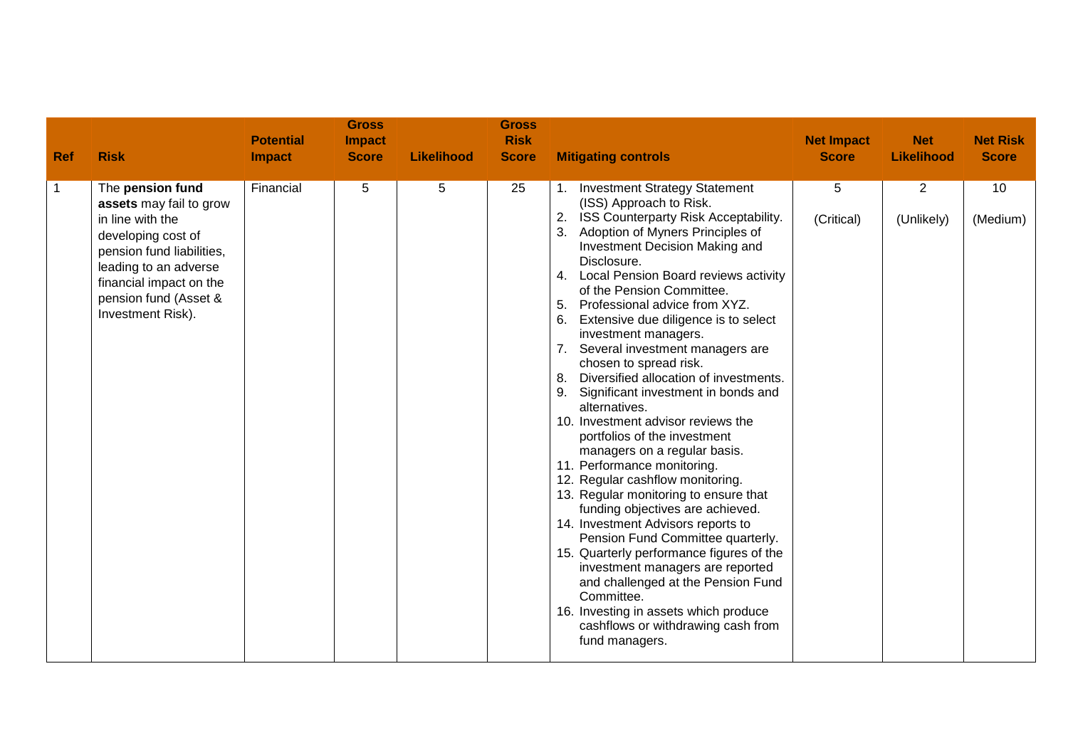| Ref | Risk | Potential Impact | Gross Impact Score | Likelihood | Gross Risk Score | Mitigating controls | Net Impact Score | Net Likelihood | Net Risk Score |
|---|---|---|---|---|---|---|---|---|---|
| 1 | The **pension fund assets** may fail to grow in line with the developing cost of pension fund liabilities, leading to an adverse financial impact on the pension fund (Asset & Investment Risk). | Financial | 5 | 5 | 25 | 1. Investment Strategy Statement (ISS) Approach to Risk.<br>2. ISS Counterparty Risk Acceptability.<br>3. Adoption of Myners Principles of Investment Decision Making and Disclosure.<br>4. Local Pension Board reviews activity of the Pension Committee.<br>5. Professional advice from XYZ.<br>6. Extensive due diligence is to select investment managers.<br>7. Several investment managers are chosen to spread risk.<br>8. Diversified allocation of investments.<br>9. Significant investment in bonds and alternatives.<br>10. Investment advisor reviews the portfolios of the investment managers on a regular basis.<br>11. Performance monitoring.<br>12. Regular cashflow monitoring.<br>13. Regular monitoring to ensure that funding objectives are achieved.<br>14. Investment Advisors reports to Pension Fund Committee quarterly.<br>15. Quarterly performance figures of the investment managers are reported and challenged at the Pension Fund Committee.<br>16. Investing in assets which produce cashflows or withdrawing cash from fund managers. | 5<br>(Critical) | 2<br>(Unlikely) | 10<br>(Medium) |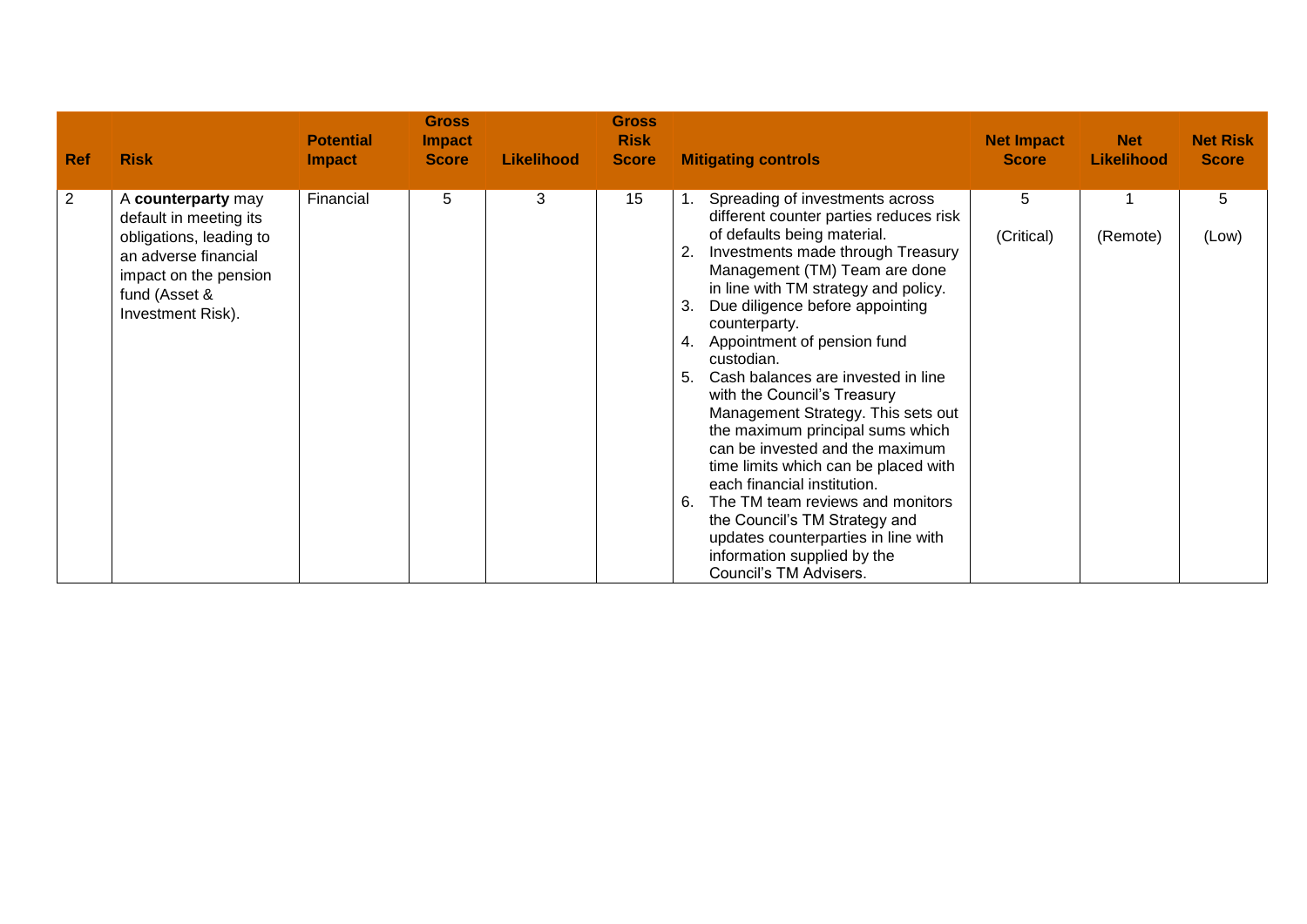| Ref | Risk | Potential Impact | Gross Impact Score | Likelihood | Gross Risk Score | Mitigating controls | Net Impact Score | Net Likelihood | Net Risk Score |
|---|---|---|---|---|---|---|---|---|---|
| 2 | A **counterparty** may default in meeting its obligations, leading to an adverse financial impact on the pension fund (Asset & Investment Risk). | Financial | 5 | 3 | 15 | 1. Spreading of investments across different counter parties reduces risk of defaults being material.<br>2. Investments made through Treasury Management (TM) Team are done in line with TM strategy and policy.<br>3. Due diligence before appointing counterparty.<br>4. Appointment of pension fund custodian.<br>5. Cash balances are invested in line with the Council's Treasury Management Strategy. This sets out the maximum principal sums which can be invested and the maximum time limits which can be placed with each financial institution.<br>6. The TM team reviews and monitors the Council's TM Strategy and updates counterparties in line with information supplied by the Council's TM Advisers. | 5<br>(Critical) | 1<br>(Remote) | 5<br>(Low) |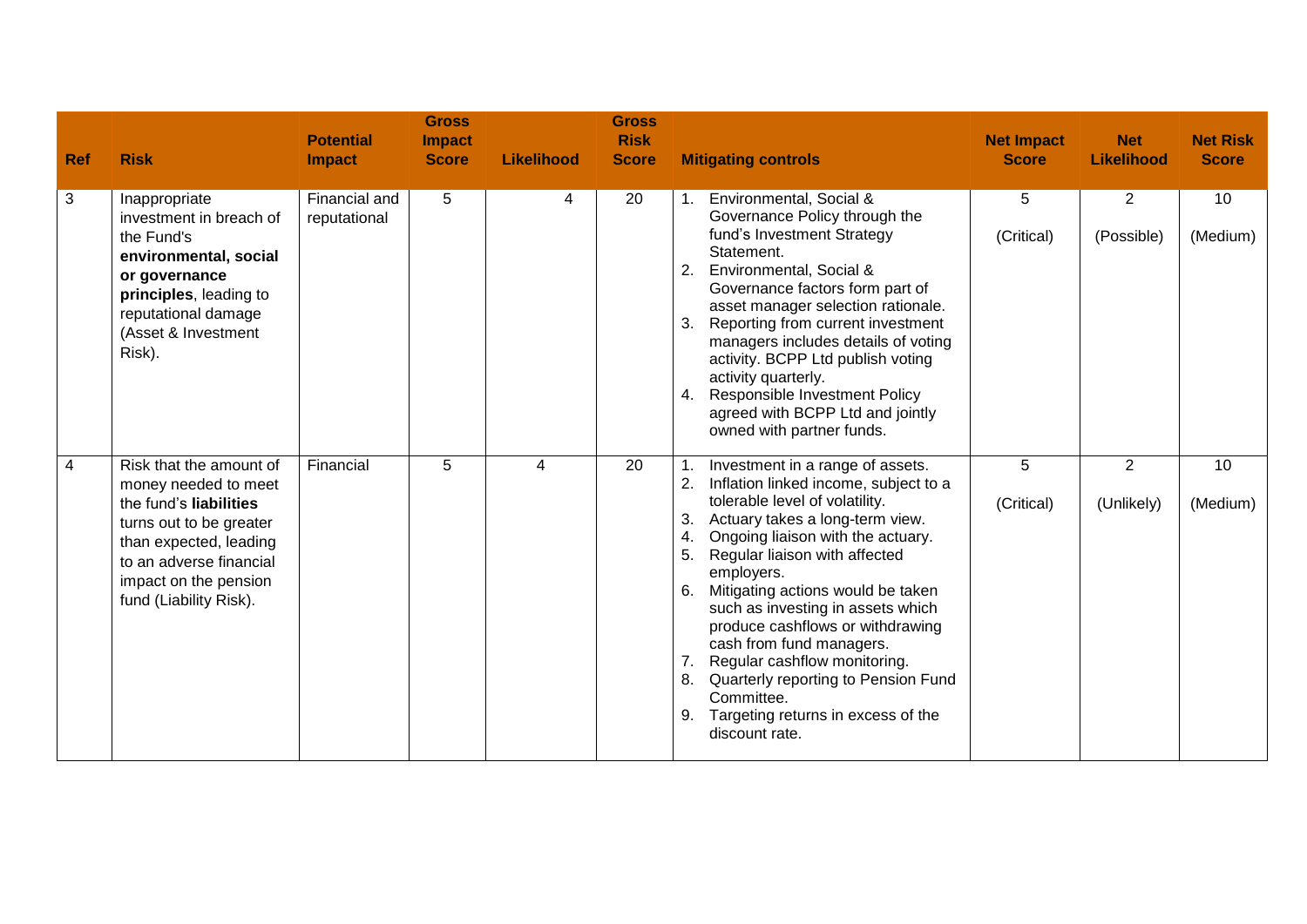| Ref | Risk | Potential Impact | Gross Impact Score | Likelihood | Gross Risk Score | Mitigating controls | Net Impact Score | Net Likelihood | Net Risk Score |
|---|---|---|---|---|---|---|---|---|---|
| 3 | Inappropriate investment in breach of the Fund's **environmental, social or governance principles**, leading to reputational damage (Asset & Investment Risk). | Financial and reputational | 5 | 4 | 20 | 1. Environmental, Social & Governance Policy through the fund's Investment Strategy Statement.<br>2. Environmental, Social & Governance factors form part of asset manager selection rationale.<br>3. Reporting from current investment managers includes details of voting activity. BCPP Ltd publish voting activity quarterly.<br>4. Responsible Investment Policy agreed with BCPP Ltd and jointly owned with partner funds. | 5<br>(Critical) | 2<br>(Possible) | 10<br>(Medium) |
| 4 | Risk that the amount of money needed to meet the fund's **liabilities** turns out to be greater than expected, leading to an adverse financial impact on the pension fund (Liability Risk). | Financial | 5 | 4 | 20 | 1. Investment in a range of assets.<br>2. Inflation linked income, subject to a tolerable level of volatility.<br>3. Actuary takes a long-term view.<br>4. Ongoing liaison with the actuary.<br>5. Regular liaison with affected employers.<br>6. Mitigating actions would be taken such as investing in assets which produce cashflows or withdrawing cash from fund managers.<br>7. Regular cashflow monitoring.<br>8. Quarterly reporting to Pension Fund Committee.<br>9. Targeting returns in excess of the discount rate. | 5<br>(Critical) | 2<br>(Unlikely) | 10<br>(Medium) |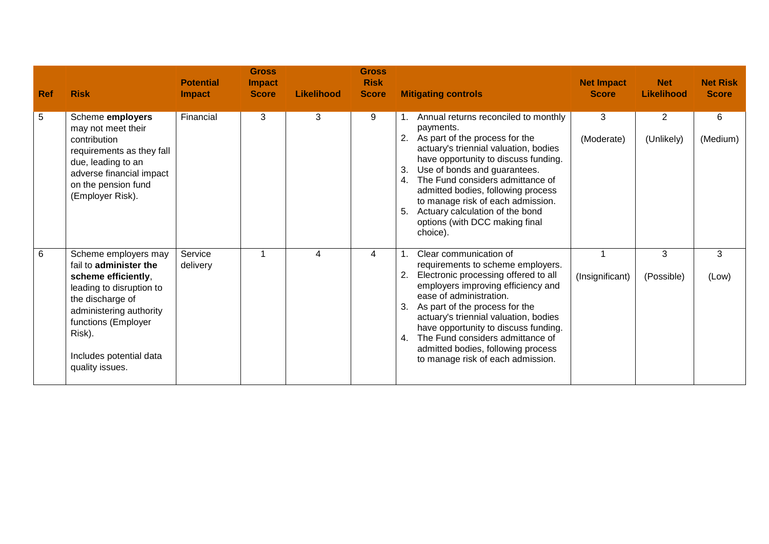| Ref | Risk | Potential Impact | Gross Impact Score | Likelihood | Gross Risk Score | Mitigating controls | Net Impact Score | Net Likelihood | Net Risk Score |
|---|---|---|---|---|---|---|---|---|---|
| 5 | Scheme **employers** may not meet their contribution requirements as they fall due, leading to an adverse financial impact on the pension fund (Employer Risk). | Financial | 3 | 3 | 9 | 1. Annual returns reconciled to monthly payments.<br>2. As part of the process for the actuary's triennial valuation, bodies have opportunity to discuss funding.<br>3. Use of bonds and guarantees.<br>4. The Fund considers admittance of admitted bodies, following process to manage risk of each admission.<br>5. Actuary calculation of the bond options (with DCC making final choice). | 3<br>(Moderate) | 2<br>(Unlikely) | 6<br>(Medium) |
| 6 | Scheme employers may fail to **administer the scheme efficiently**, leading to disruption to the discharge of administering authority functions (Employer Risk).<br><br>Includes potential data quality issues. | Service delivery | 1 | 4 | 4 | 1. Clear communication of requirements to scheme employers.<br>2. Electronic processing offered to all employers improving efficiency and ease of administration.<br>3. As part of the process for the actuary's triennial valuation, bodies have opportunity to discuss funding.<br>4. The Fund considers admittance of admitted bodies, following process to manage risk of each admission. | 1<br>(Insignificant) | 3<br>(Possible) | 3<br>(Low) |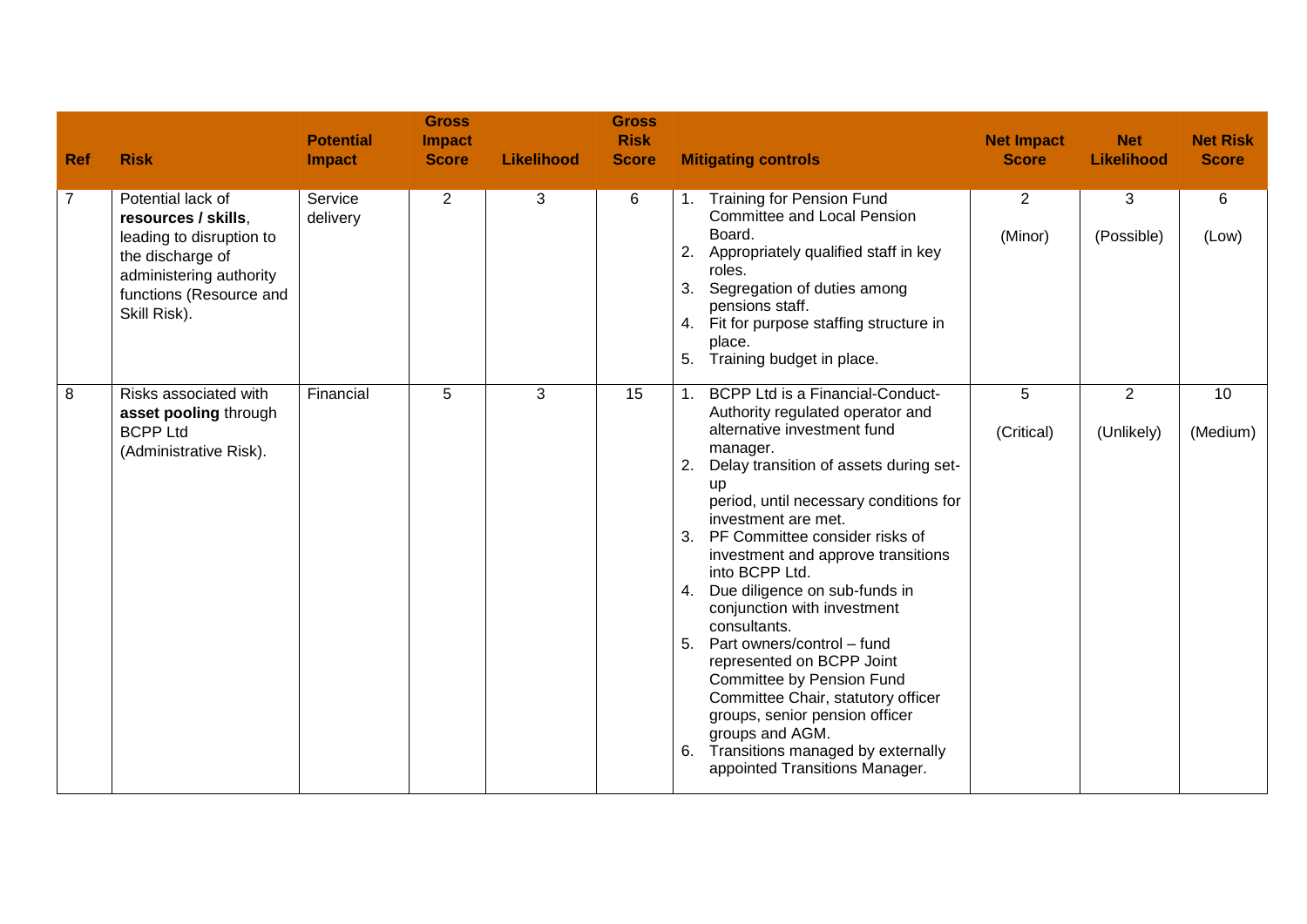| Ref | Risk | Potential Impact | Gross Impact Score | Likelihood | Gross Risk Score | Mitigating controls | Net Impact Score | Net Likelihood | Net Risk Score |
|---|---|---|---|---|---|---|---|---|---|
| 7 | Potential lack of **resources / skills**, leading to disruption to the discharge of administering authority functions (Resource and Skill Risk). | Service delivery | 2 | 3 | 6 | 1. Training for Pension Fund Committee and Local Pension Board.<br>2. Appropriately qualified staff in key roles.<br>3. Segregation of duties among pensions staff.<br>4. Fit for purpose staffing structure in place.<br>5. Training budget in place. | 2<br>(Minor) | 3<br>(Possible) | 6<br>(Low) |
| 8 | Risks associated with **asset pooling** through BCPP Ltd (Administrative Risk). | Financial | 5 | 3 | 15 | 1. BCPP Ltd is a Financial-Conduct-Authority regulated operator and alternative investment fund manager.<br>2. Delay transition of assets during set-up period, until necessary conditions for investment are met.<br>3. PF Committee consider risks of investment and approve transitions into BCPP Ltd.<br>4. Due diligence on sub-funds in conjunction with investment consultants.<br>5. Part owners/control – fund represented on BCPP Joint Committee by Pension Fund Committee Chair, statutory officer groups, senior pension officer groups and AGM.<br>6. Transitions managed by externally appointed Transitions Manager. | 5<br>(Critical) | 2<br>(Unlikely) | 10<br>(Medium) |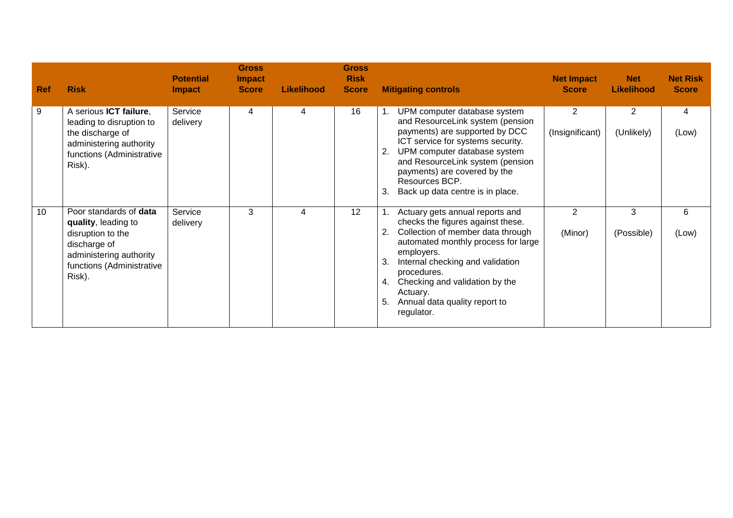| Ref | Risk | Potential Impact | Gross Impact Score | Likelihood | Gross Risk Score | Mitigating controls | Net Impact Score | Net Likelihood | Net Risk Score |
|---|---|---|---|---|---|---|---|---|---|
| 9 | A serious **ICT failure**, leading to disruption to the discharge of administering authority functions (Administrative Risk). | Service delivery | 4 | 4 | 16 | 1. UPM computer database system and ResourceLink system (pension payments) are supported by DCC ICT service for systems security.<br>2. UPM computer database system and ResourceLink system (pension payments) are covered by the Resources BCP.<br>3. Back up data centre is in place. | 2<br>(Insignificant) | 2<br>(Unlikely) | 4<br>(Low) |
| 10 | Poor standards of **data quality**, leading to disruption to the discharge of administering authority functions (Administrative Risk). | Service delivery | 3 | 4 | 12 | 1. Actuary gets annual reports and checks the figures against these.<br>2. Collection of member data through automated monthly process for large employers.<br>3. Internal checking and validation procedures.<br>4. Checking and validation by the Actuary.<br>5. Annual data quality report to regulator. | 2<br>(Minor) | 3<br>(Possible) | 6<br>(Low) |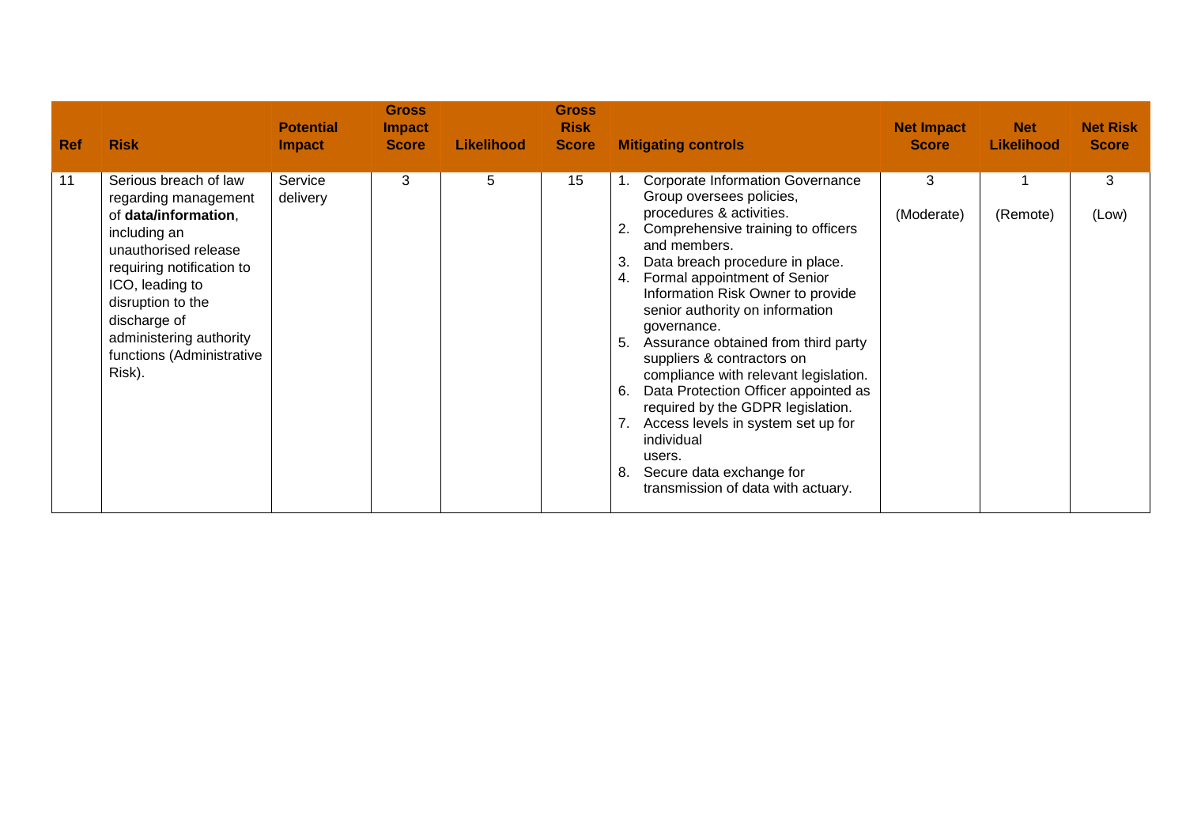| Ref | Risk | Potential Impact | Gross Impact Score | Likelihood | Gross Risk Score | Mitigating controls | Net Impact Score | Net Likelihood | Net Risk Score |
|---|---|---|---|---|---|---|---|---|---|
| 11 | Serious breach of law regarding management of **data/information**, including an unauthorised release requiring notification to ICO, leading to disruption to the discharge of administering authority functions (Administrative Risk). | Service delivery | 3 | 5 | 15 | 1. Corporate Information Governance Group oversees policies, procedures & activities.<br>2. Comprehensive training to officers and members.<br>3. Data breach procedure in place.<br>4. Formal appointment of Senior Information Risk Owner to provide senior authority on information governance.<br>5. Assurance obtained from third party suppliers & contractors on compliance with relevant legislation.<br>6. Data Protection Officer appointed as required by the GDPR legislation.<br>7. Access levels in system set up for individual users.<br>8. Secure data exchange for transmission of data with actuary. | 3 (Moderate) | 1 (Remote) | 3 (Low) |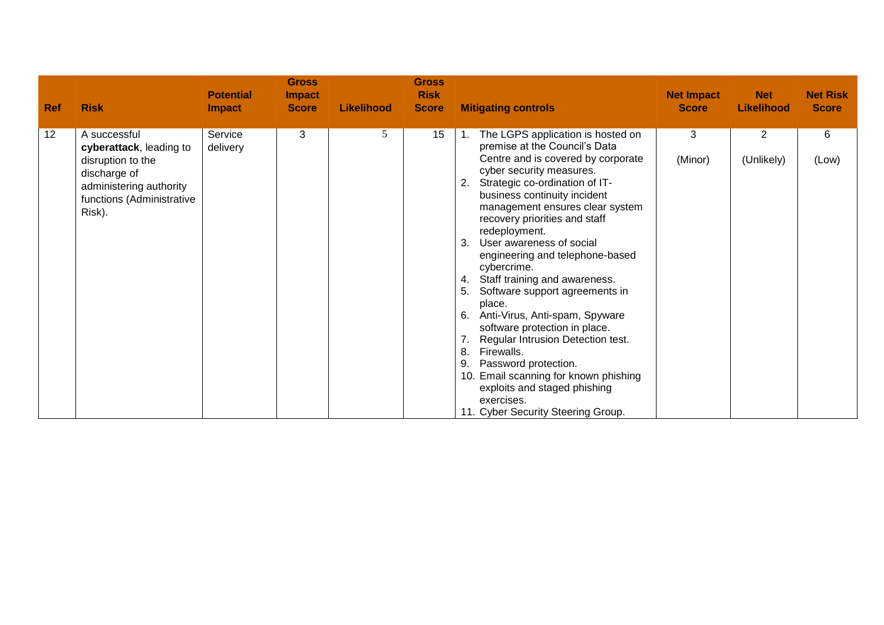| Ref | Risk | Potential Impact | Gross Impact Score | Likelihood | Gross Risk Score | Mitigating controls | Net Impact Score | Net Likelihood | Net Risk Score |
|---|---|---|---|---|---|---|---|---|---|
| 12 | A successful **cyberattack**, leading to disruption to the discharge of administering authority functions (Administrative Risk). | Service delivery | 3 | 5 | 15 | 1. The LGPS application is hosted on premise at the Council's Data Centre and is covered by corporate cyber security measures.<br>2. Strategic co-ordination of IT-business continuity incident management ensures clear system recovery priorities and staff redeployment.<br>3. User awareness of social engineering and telephone-based cybercrime.<br>4. Staff training and awareness.<br>5. Software support agreements in place.<br>6. Anti-Virus, Anti-spam, Spyware software protection in place.<br>7. Regular Intrusion Detection test.<br>8. Firewalls.<br>9. Password protection.<br>10. Email scanning for known phishing exploits and staged phishing exercises.<br>11. Cyber Security Steering Group. | 3<br><br>(Minor) | 2<br><br>(Unlikely) | 6<br><br>(Low) |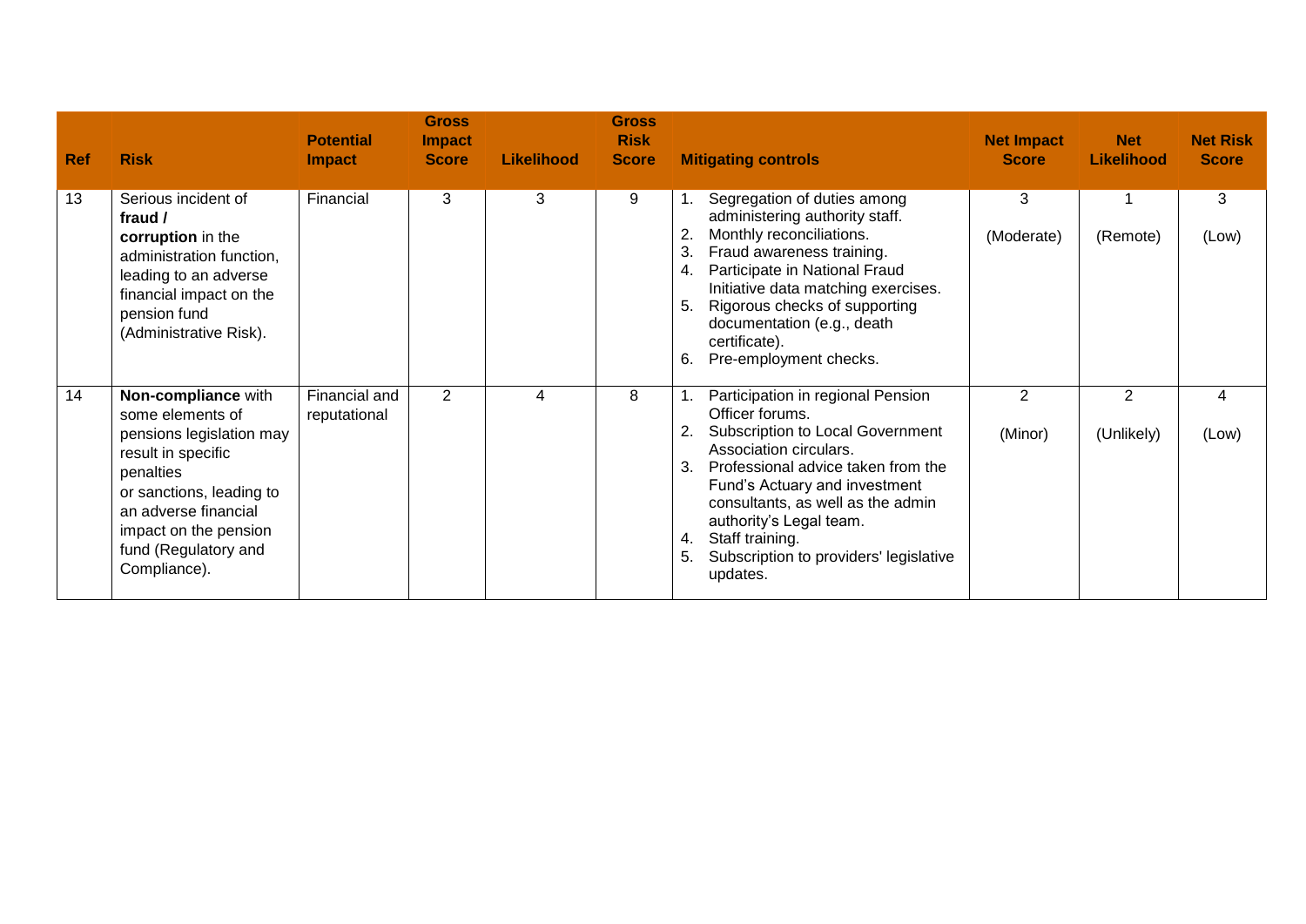| Ref | Risk | Potential Impact | Gross Impact Score | Likelihood | Gross Risk Score | Mitigating controls | Net Impact Score | Net Likelihood | Net Risk Score |
|---|---|---|---|---|---|---|---|---|---|
| 13 | Serious incident of **fraud / corruption** in the administration function, leading to an adverse financial impact on the pension fund (Administrative Risk). | Financial | 3 | 3 | 9 | 1. Segregation of duties among administering authority staff. 2. Monthly reconciliations. 3. Fraud awareness training. 4. Participate in National Fraud Initiative data matching exercises. 5. Rigorous checks of supporting documentation (e.g., death certificate). 6. Pre-employment checks. | 3 (Moderate) | 1 (Remote) | 3 (Low) |
| 14 | **Non-compliance** with some elements of pensions legislation may result in specific penalties or sanctions, leading to an adverse financial impact on the pension fund (Regulatory and Compliance). | Financial and reputational | 2 | 4 | 8 | 1. Participation in regional Pension Officer forums. 2. Subscription to Local Government Association circulars. 3. Professional advice taken from the Fund's Actuary and investment consultants, as well as the admin authority's Legal team. 4. Staff training. 5. Subscription to providers' legislative updates. | 2 (Minor) | 2 (Unlikely) | 4 (Low) |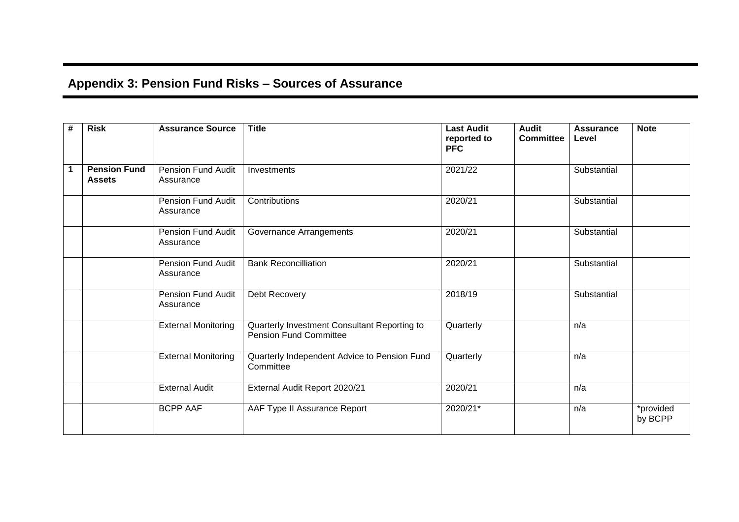## Appendix 3: Pension Fund Risks – Sources of Assurance

| # | Risk | Assurance Source | Title | Last Audit reported to PFC | Audit Committee | Assurance Level | Note |
|---|---|---|---|---|---|---|---|
| 1 | **Pension Fund Assets** | Pension Fund Audit Assurance | Investments | 2021/22 | | Substantial | |
| | | Pension Fund Audit Assurance | Contributions | 2020/21 | | Substantial | |
| | | Pension Fund Audit Assurance | Governance Arrangements | 2020/21 | | Substantial | |
| | | Pension Fund Audit Assurance | Bank Reconcilliation | 2020/21 | | Substantial | |
| | | Pension Fund Audit Assurance | Debt Recovery | 2018/19 | | Substantial | |
| | | External Monitoring | Quarterly Investment Consultant Reporting to Pension Fund Committee | Quarterly | | n/a | |
| | | External Monitoring | Quarterly Independent Advice to Pension Fund Committee | Quarterly | | n/a | |
| | | External Audit | External Audit Report 2020/21 | 2020/21 | | n/a | |
| | | BCPP AAF | AAF Type II Assurance Report | 2020/21* | | n/a | *provided by BCPP |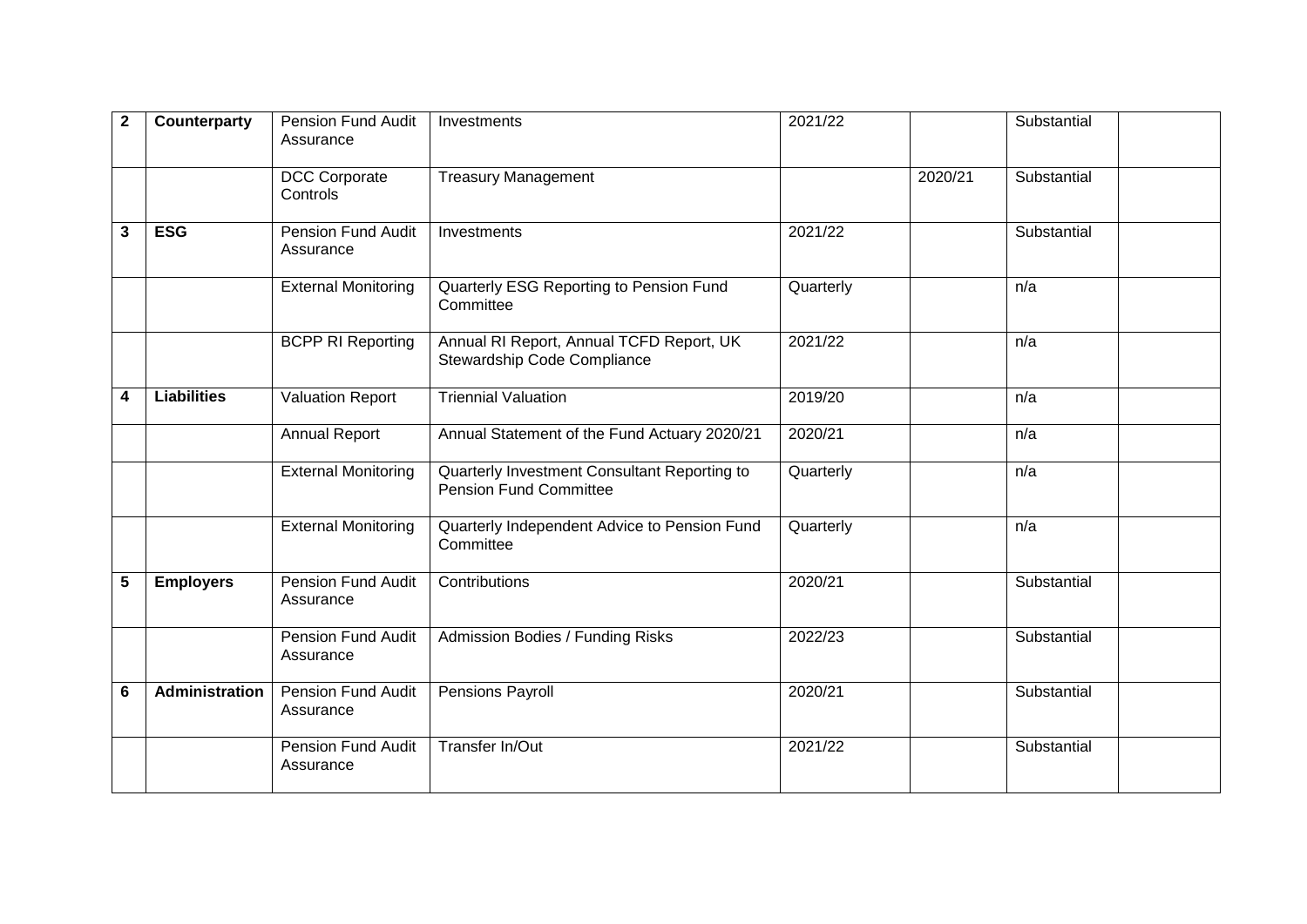| 2 | **Counterparty** | Pension Fund Audit Assurance | Investments | 2021/22 | | Substantial | |
|---|---|---|---|---|---|---|---|
| | | DCC Corporate Controls | Treasury Management | | 2020/21 | Substantial | |
| 3 | **ESG** | Pension Fund Audit Assurance | Investments | 2021/22 | | Substantial | |
| | | External Monitoring | Quarterly ESG Reporting to Pension Fund Committee | Quarterly | | n/a | |
| | | BCPP RI Reporting | Annual RI Report, Annual TCFD Report, UK Stewardship Code Compliance | 2021/22 | | n/a | |
| 4 | **Liabilities** | Valuation Report | Triennial Valuation | 2019/20 | | n/a | |
| | | Annual Report | Annual Statement of the Fund Actuary 2020/21 | 2020/21 | | n/a | |
| | | External Monitoring | Quarterly Investment Consultant Reporting to Pension Fund Committee | Quarterly | | n/a | |
| | | External Monitoring | Quarterly Independent Advice to Pension Fund Committee | Quarterly | | n/a | |
| 5 | **Employers** | Pension Fund Audit Assurance | Contributions | 2020/21 | | Substantial | |
| | | Pension Fund Audit Assurance | Admission Bodies / Funding Risks | 2022/23 | | Substantial | |
| 6 | **Administration** | Pension Fund Audit Assurance | Pensions Payroll | 2020/21 | | Substantial | |
| | | Pension Fund Audit Assurance | Transfer In/Out | 2021/22 | | Substantial | |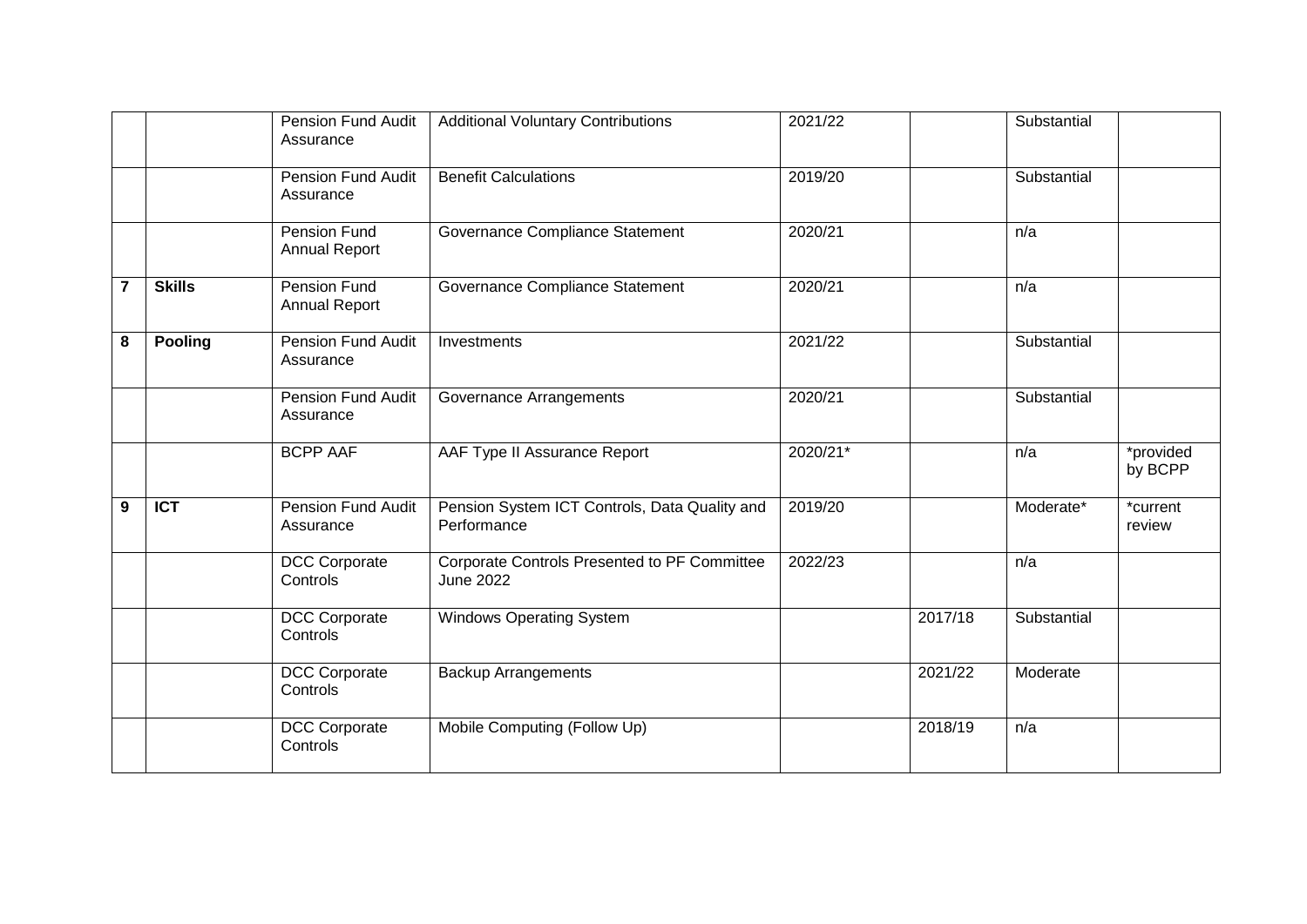| | | | | | | | |
|---|---|---|---|---|---|---|---|
| | | Pension Fund Audit Assurance | Additional Voluntary Contributions | 2021/22 | | Substantial | |
| | | Pension Fund Audit Assurance | Benefit Calculations | 2019/20 | | Substantial | |
| | | Pension Fund Annual Report | Governance Compliance Statement | 2020/21 | | n/a | |
| **7** | **Skills** | Pension Fund Annual Report | Governance Compliance Statement | 2020/21 | | n/a | |
| **8** | **Pooling** | Pension Fund Audit Assurance | Investments | 2021/22 | | Substantial | |
| | | Pension Fund Audit Assurance | Governance Arrangements | 2020/21 | | Substantial | |
| | | BCPP AAF | AAF Type II Assurance Report | 2020/21* | | n/a | *provided by BCPP |
| **9** | **ICT** | Pension Fund Audit Assurance | Pension System ICT Controls, Data Quality and Performance | 2019/20 | | Moderate* | *current review |
| | | DCC Corporate Controls | Corporate Controls Presented to PF Committee June 2022 | 2022/23 | | n/a | |
| | | DCC Corporate Controls | Windows Operating System | | 2017/18 | Substantial | |
| | | DCC Corporate Controls | Backup Arrangements | | 2021/22 | Moderate | |
| | | DCC Corporate Controls | Mobile Computing (Follow Up) | | 2018/19 | n/a | |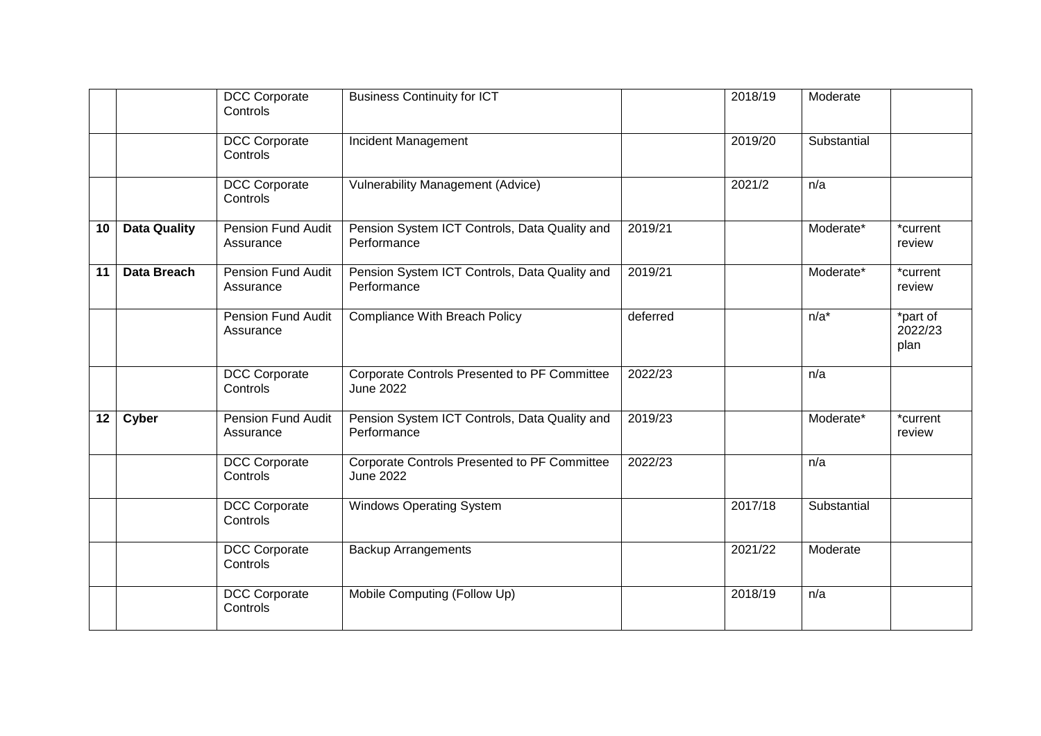| | | | | | | | |
|---|---|---|---|---|---|---|---|
| | | DCC Corporate Controls | Business Continuity for ICT | | 2018/19 | Moderate | |
| | | DCC Corporate Controls | Incident Management | | 2019/20 | Substantial | |
| | | DCC Corporate Controls | Vulnerability Management (Advice) | | 2021/2 | n/a | |
| **10** | **Data Quality** | Pension Fund Audit Assurance | Pension System ICT Controls, Data Quality and Performance | 2019/21 | | Moderate* | *current review |
| **11** | **Data Breach** | Pension Fund Audit Assurance | Pension System ICT Controls, Data Quality and Performance | 2019/21 | | Moderate* | *current review |
| | | Pension Fund Audit Assurance | Compliance With Breach Policy | deferred | | n/a* | *part of 2022/23 plan |
| | | DCC Corporate Controls | Corporate Controls Presented to PF Committee June 2022 | 2022/23 | | n/a | |
| **12** | **Cyber** | Pension Fund Audit Assurance | Pension System ICT Controls, Data Quality and Performance | 2019/23 | | Moderate* | *current review |
| | | DCC Corporate Controls | Corporate Controls Presented to PF Committee June 2022 | 2022/23 | | n/a | |
| | | DCC Corporate Controls | Windows Operating System | | 2017/18 | Substantial | |
| | | DCC Corporate Controls | Backup Arrangements | | 2021/22 | Moderate | |
| | | DCC Corporate Controls | Mobile Computing (Follow Up) | | 2018/19 | n/a | |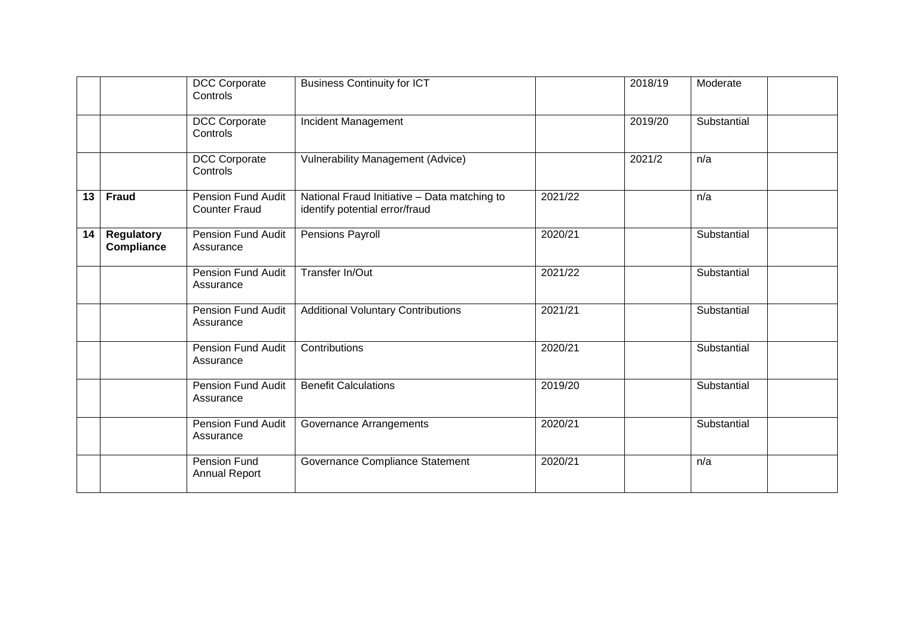| | | | | | | | |
|---|---|---|---|---|---|---|---|
| | | DCC Corporate Controls | Business Continuity for ICT | | 2018/19 | Moderate | |
| | | DCC Corporate Controls | Incident Management | | 2019/20 | Substantial | |
| | | DCC Corporate Controls | Vulnerability Management (Advice) | | 2021/2 | n/a | |
| **13** | **Fraud** | Pension Fund Audit Counter Fraud | National Fraud Initiative – Data matching to identify potential error/fraud | 2021/22 | | n/a | |
| **14** | **Regulatory Compliance** | Pension Fund Audit Assurance | Pensions Payroll | 2020/21 | | Substantial | |
| | | Pension Fund Audit Assurance | Transfer In/Out | 2021/22 | | Substantial | |
| | | Pension Fund Audit Assurance | Additional Voluntary Contributions | 2021/21 | | Substantial | |
| | | Pension Fund Audit Assurance | Contributions | 2020/21 | | Substantial | |
| | | Pension Fund Audit Assurance | Benefit Calculations | 2019/20 | | Substantial | |
| | | Pension Fund Audit Assurance | Governance Arrangements | 2020/21 | | Substantial | |
| | | Pension Fund Annual Report | Governance Compliance Statement | 2020/21 | | n/a | |